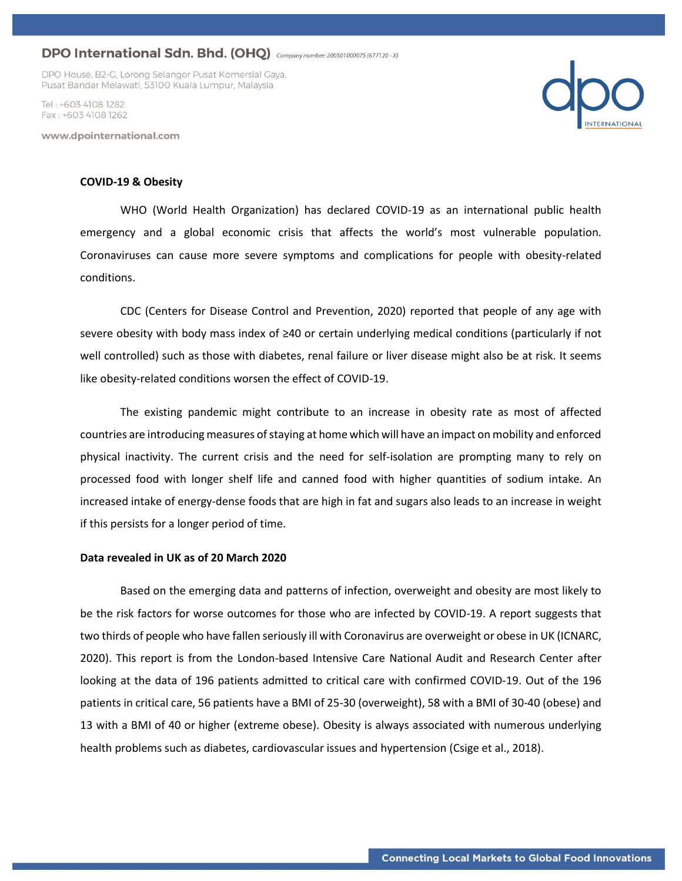**COVID-19 & Obesity**

WHO (World Health Organization) has declared COVID-19 as an international public health emergency and a global economic crisis that affects the world's most vulnerable population. Coronaviruses can cause more severe symptoms and complications for people with obesity-related conditions.

CDC (Centers for Disease Control and Prevention, 2020) reported that people of any age with severe obesity with body mass index of ≥40 or certain underlying medical conditions (particularly if not well controlled) such as those with diabetes, renal failure or liver disease might also be at risk. It seems like obesity-related conditions worsen the effect of COVID-19.

The existing pandemic might contribute to an increase in obesity rate as most of affected countries are introducing measures of staying at home which will have an impact on mobility and enforced physical inactivity. The current crisis and the need for self-isolation are prompting many to rely on processed food with longer shelf life and canned food with higher quantities of sodium intake. An increased intake of energy-dense foods that are high in fat and sugars also leads to an increase in weight if this persists for a longer period of time.

**Data revealed in UK as of 20 March 2020**

Based on the emerging data and patterns of infection, overweight and obesity are most likely to be the risk factors for worse outcomes for those who are infected by COVID-19. A report suggests that two thirds of people who have fallen seriously ill with Coronavirus are overweight or obese in UK (ICNARC, 2020). This report is from the London-based Intensive Care National Audit and Research Center after looking at the data of 196 patients admitted to critical care with confirmed COVID-19. Out of the 196 patients in critical care, 56 patients have a BMI of 25-30 (overweight), 58 with a BMI of 30-40 (obese) and 13 with a BMI of 40 or higher (extreme obese). Obesity is always associated with numerous underlying health problems such as diabetes, cardiovascular issues and hypertension (Csige et al., 2018).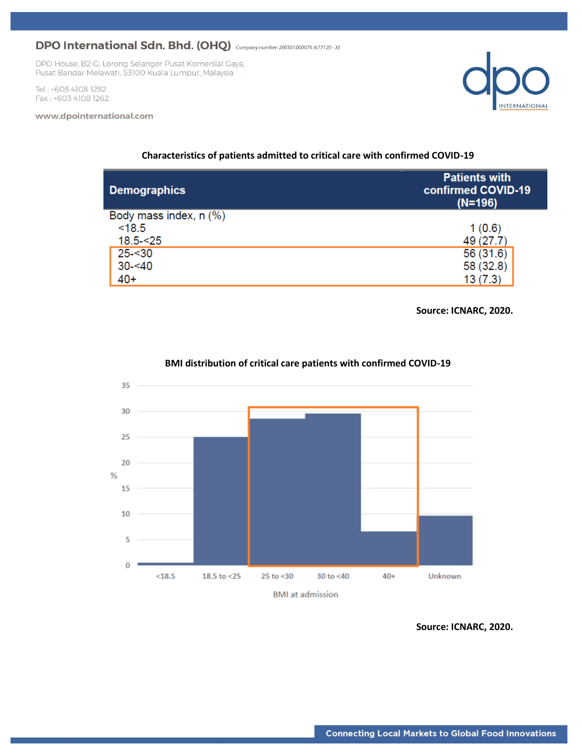**Characteristics of patients admitted to critical care with confirmed COVID-19**

| Demographics | Patients with confirmed COVID-19 (N=196) |
|---|---|
| Body mass index, n (%) | |
| <18.5 | 1 (0.6) |
| 18.5-<25 | 49 (27.7) |
| 25-<30 | 56 (31.6) |
| 30-<40 | 58 (32.8) |
| 40+ | 13 (7.3) |

**Source: ICNARC, 2020.**

**BMI distribution of critical care patients with confirmed COVID-19**

**Source: ICNARC, 2020.**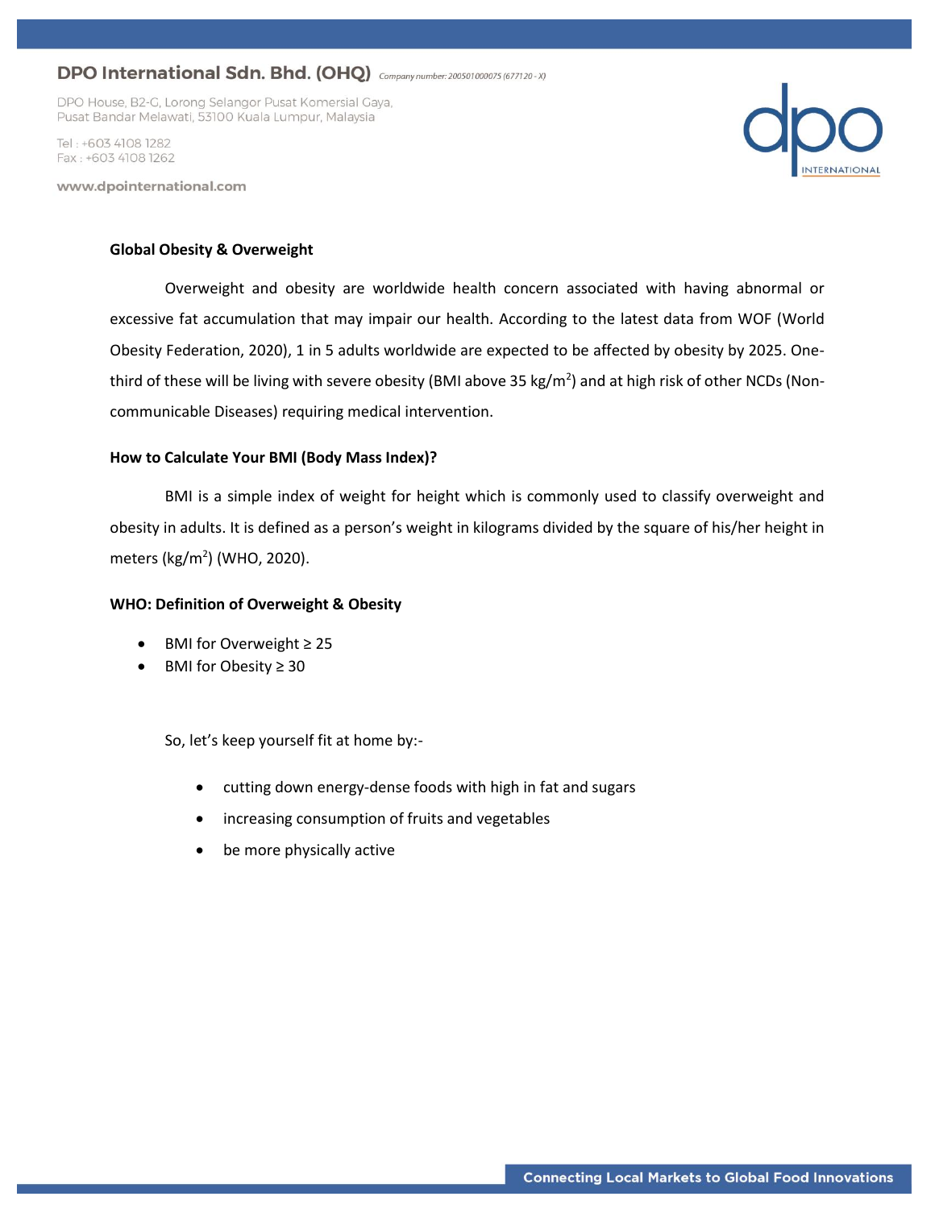**Global Obesity & Overweight**

Overweight and obesity are worldwide health concern associated with having abnormal or excessive fat accumulation that may impair our health. According to the latest data from WOF (World Obesity Federation, 2020), 1 in 5 adults worldwide are expected to be affected by obesity by 2025. One-third of these will be living with severe obesity (BMI above 35 $kg/m^2$) and at high risk of other NCDs (Non-communicable Diseases) requiring medical intervention.

**How to Calculate Your BMI (Body Mass Index)?**

BMI is a simple index of weight for height which is commonly used to classify overweight and obesity in adults. It is defined as a person's weight in kilograms divided by the square of his/her height in meters ($kg/m^2$) (WHO, 2020).

**WHO: Definition of Overweight & Obesity**

- BMI for Overweight $\geq 25$
- BMI for Obesity $\geq 30$

So, let's keep yourself fit at home by:-

- cutting down energy-dense foods with high in fat and sugars
- increasing consumption of fruits and vegetables
- be more physically active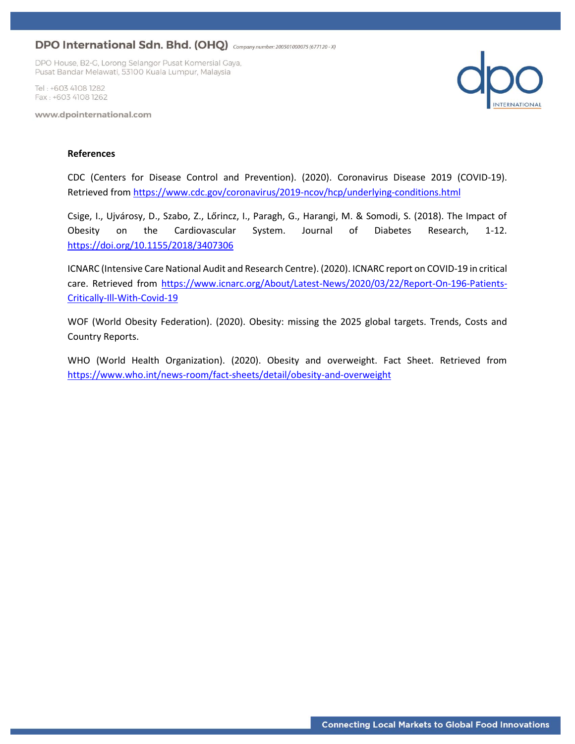**References**

CDC (Centers for Disease Control and Prevention). (2020). Coronavirus Disease 2019 (COVID-19). Retrieved from https://www.cdc.gov/coronavirus/2019-ncov/hcp/underlying-conditions.html

Csige, I., Ujvárosy, D., Szabo, Z., Lőrincz, I., Paragh, G., Harangi, M. & Somodi, S. (2018). The Impact of Obesity on the Cardiovascular System. Journal of Diabetes Research, 1-12. https://doi.org/10.1155/2018/3407306

ICNARC (Intensive Care National Audit and Research Centre). (2020). ICNARC report on COVID-19 in critical care. Retrieved from https://www.icnarc.org/About/Latest-News/2020/03/22/Report-On-196-Patients-Critically-Ill-With-Covid-19

WOF (World Obesity Federation). (2020). Obesity: missing the 2025 global targets. Trends, Costs and Country Reports.

WHO (World Health Organization). (2020). Obesity and overweight. Fact Sheet. Retrieved from https://www.who.int/news-room/fact-sheets/detail/obesity-and-overweight